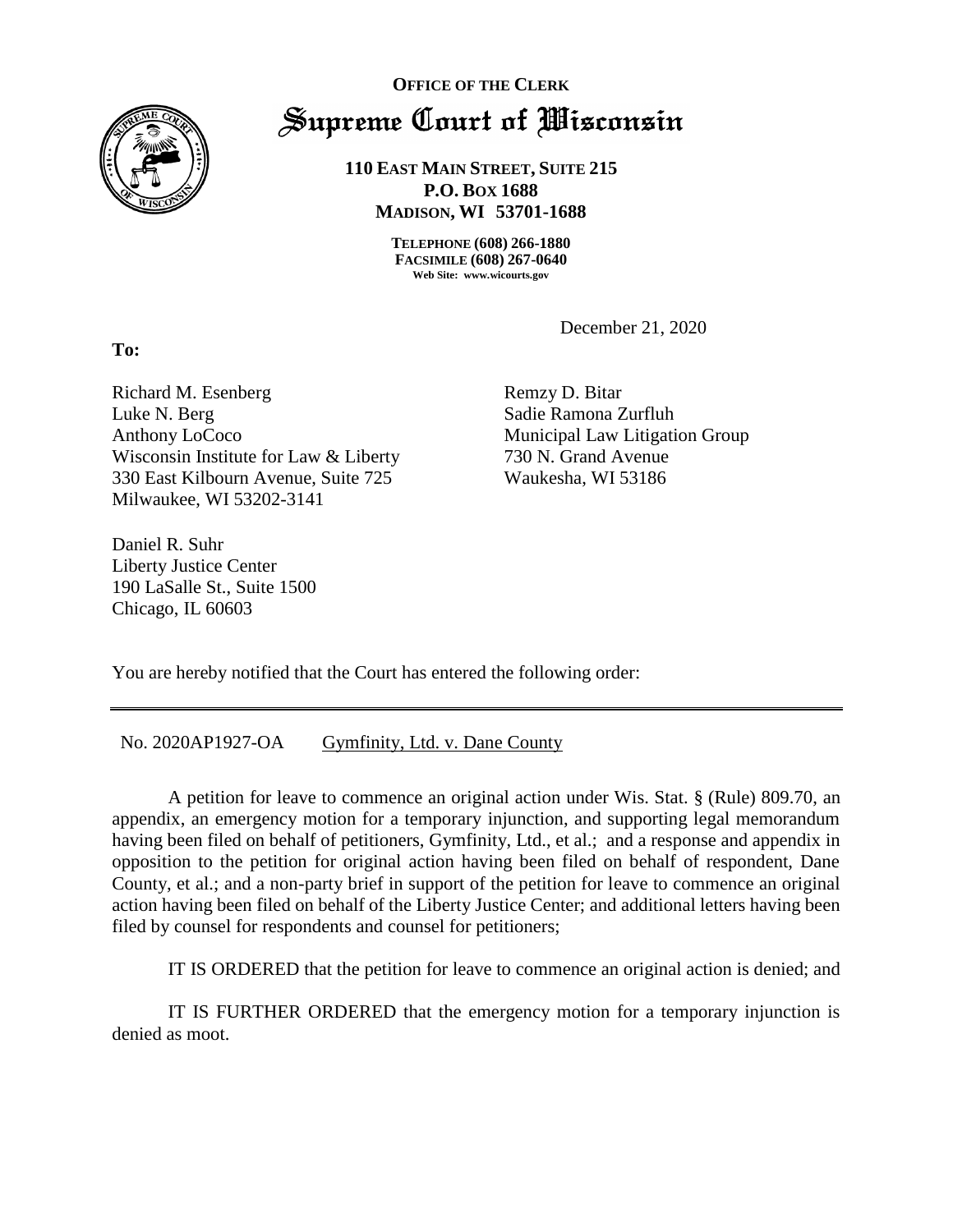**OFFICE OF THE CLERK**

# Supreme Court of Wisconsin

**110 EAST MAIN STREET, SUITE 215**
**P.O. BOX 1688**
**MADISON, WI 53701-1688**

**TELEPHONE (608) 266-1880**
**FACSIMILE (608) 267-0640**
**Web Site: www.wicourts.gov**

December 21, 2020

**To:**

Richard M. Esenberg
Luke N. Berg
Anthony LoCoco
Wisconsin Institute for Law & Liberty
330 East Kilbourn Avenue, Suite 725
Milwaukee, WI 53202-3141

Remzy D. Bitar
Sadie Ramona Zurfluh
Municipal Law Litigation Group
730 N. Grand Avenue
Waukesha, WI 53186

Daniel R. Suhr
Liberty Justice Center
190 LaSalle St., Suite 1500
Chicago, IL 60603

You are hereby notified that the Court has entered the following order:

---

No. 2020AP1927-OA Gymfinity, Ltd. v. Dane County

A petition for leave to commence an original action under Wis. Stat. § (Rule) 809.70, an appendix, an emergency motion for a temporary injunction, and supporting legal memorandum having been filed on behalf of petitioners, Gymfinity, Ltd., et al.; and a response and appendix in opposition to the petition for original action having been filed on behalf of respondent, Dane County, et al.; and a non-party brief in support of the petition for leave to commence an original action having been filed on behalf of the Liberty Justice Center; and additional letters having been filed by counsel for respondents and counsel for petitioners;

IT IS ORDERED that the petition for leave to commence an original action is denied; and

IT IS FURTHER ORDERED that the emergency motion for a temporary injunction is denied as moot.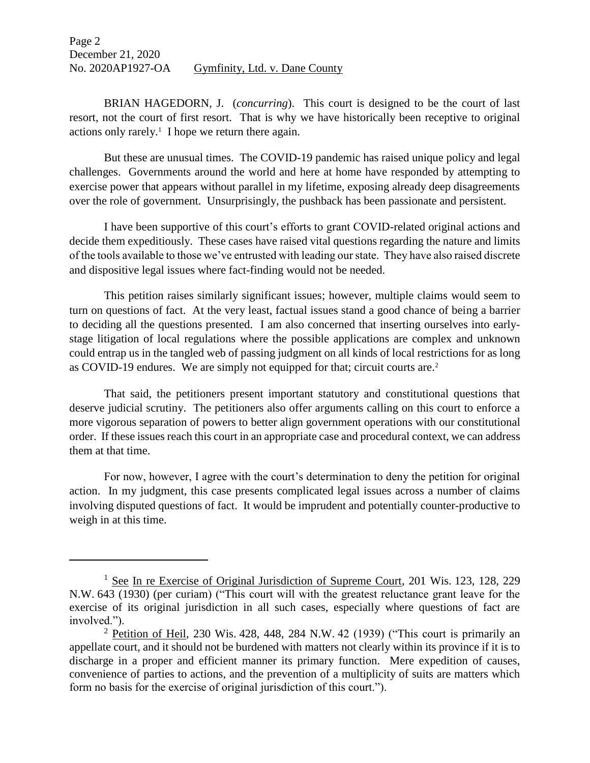BRIAN HAGEDORN, J. (*concurring*). This court is designed to be the court of last resort, not the court of first resort. That is why we have historically been receptive to original actions only rarely.[1] I hope we return there again.

But these are unusual times. The COVID-19 pandemic has raised unique policy and legal challenges. Governments around the world and here at home have responded by attempting to exercise power that appears without parallel in my lifetime, exposing already deep disagreements over the role of government. Unsurprisingly, the pushback has been passionate and persistent.

I have been supportive of this court's efforts to grant COVID-related original actions and decide them expeditiously. These cases have raised vital questions regarding the nature and limits of the tools available to those we've entrusted with leading our state. They have also raised discrete and dispositive legal issues where fact-finding would not be needed.

This petition raises similarly significant issues; however, multiple claims would seem to turn on questions of fact. At the very least, factual issues stand a good chance of being a barrier to deciding all the questions presented. I am also concerned that inserting ourselves into early-stage litigation of local regulations where the possible applications are complex and unknown could entrap us in the tangled web of passing judgment on all kinds of local restrictions for as long as COVID-19 endures. We are simply not equipped for that; circuit courts are.[2]

That said, the petitioners present important statutory and constitutional questions that deserve judicial scrutiny. The petitioners also offer arguments calling on this court to enforce a more vigorous separation of powers to better align government operations with our constitutional order. If these issues reach this court in an appropriate case and procedural context, we can address them at that time.

For now, however, I agree with the court's determination to deny the petition for original action. In my judgment, this case presents complicated legal issues across a number of claims involving disputed questions of fact. It would be imprudent and potentially counter-productive to weigh in at this time.

---

[1] See In re Exercise of Original Jurisdiction of Supreme Court, 201 Wis. 123, 128, 229 N.W. 643 (1930) (per curiam) ("This court will with the greatest reluctance grant leave for the exercise of its original jurisdiction in all such cases, especially where questions of fact are involved.").

[2] Petition of Heil, 230 Wis. 428, 448, 284 N.W. 42 (1939) ("This court is primarily an appellate court, and it should not be burdened with matters not clearly within its province if it is to discharge in a proper and efficient manner its primary function. Mere expedition of causes, convenience of parties to actions, and the prevention of a multiplicity of suits are matters which form no basis for the exercise of original jurisdiction of this court.").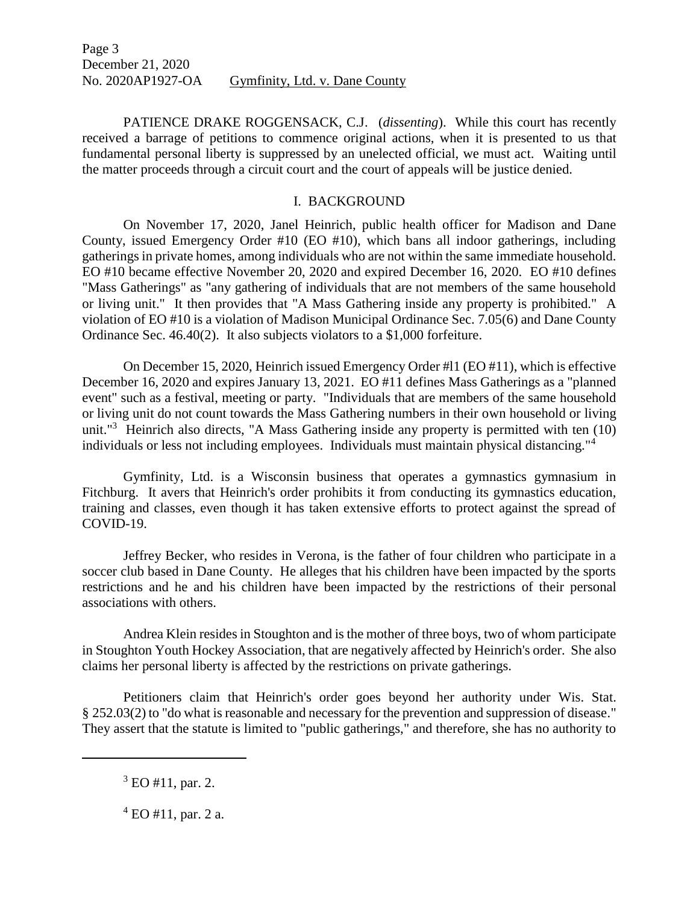PATIENCE DRAKE ROGGENSACK, C.J. (*dissenting*). While this court has recently received a barrage of petitions to commence original actions, when it is presented to us that fundamental personal liberty is suppressed by an unelected official, we must act. Waiting until the matter proceeds through a circuit court and the court of appeals will be justice denied.

## I. BACKGROUND

On November 17, 2020, Janel Heinrich, public health officer for Madison and Dane County, issued Emergency Order #10 (EO #10), which bans all indoor gatherings, including gatherings in private homes, among individuals who are not within the same immediate household. EO #10 became effective November 20, 2020 and expired December 16, 2020. EO #10 defines "Mass Gatherings" as "any gathering of individuals that are not members of the same household or living unit." It then provides that "A Mass Gathering inside any property is prohibited." A violation of EO #10 is a violation of Madison Municipal Ordinance Sec. 7.05(6) and Dane County Ordinance Sec. 46.40(2). It also subjects violators to a $1,000 forfeiture.

On December 15, 2020, Heinrich issued Emergency Order #l1 (EO #11), which is effective December 16, 2020 and expires January 13, 2021. EO #11 defines Mass Gatherings as a "planned event" such as a festival, meeting or party. "Individuals that are members of the same household or living unit do not count towards the Mass Gathering numbers in their own household or living unit."[3] Heinrich also directs, "A Mass Gathering inside any property is permitted with ten (10) individuals or less not including employees. Individuals must maintain physical distancing."[4]

Gymfinity, Ltd. is a Wisconsin business that operates a gymnastics gymnasium in Fitchburg. It avers that Heinrich's order prohibits it from conducting its gymnastics education, training and classes, even though it has taken extensive efforts to protect against the spread of COVID-19.

Jeffrey Becker, who resides in Verona, is the father of four children who participate in a soccer club based in Dane County. He alleges that his children have been impacted by the sports restrictions and he and his children have been impacted by the restrictions of their personal associations with others.

Andrea Klein resides in Stoughton and is the mother of three boys, two of whom participate in Stoughton Youth Hockey Association, that are negatively affected by Heinrich's order. She also claims her personal liberty is affected by the restrictions on private gatherings.

Petitioners claim that Heinrich's order goes beyond her authority under Wis. Stat. § 252.03(2) to "do what is reasonable and necessary for the prevention and suppression of disease." They assert that the statute is limited to "public gatherings," and therefore, she has no authority to

---

[3] EO #11, par. 2.

[4] EO #11, par. 2 a.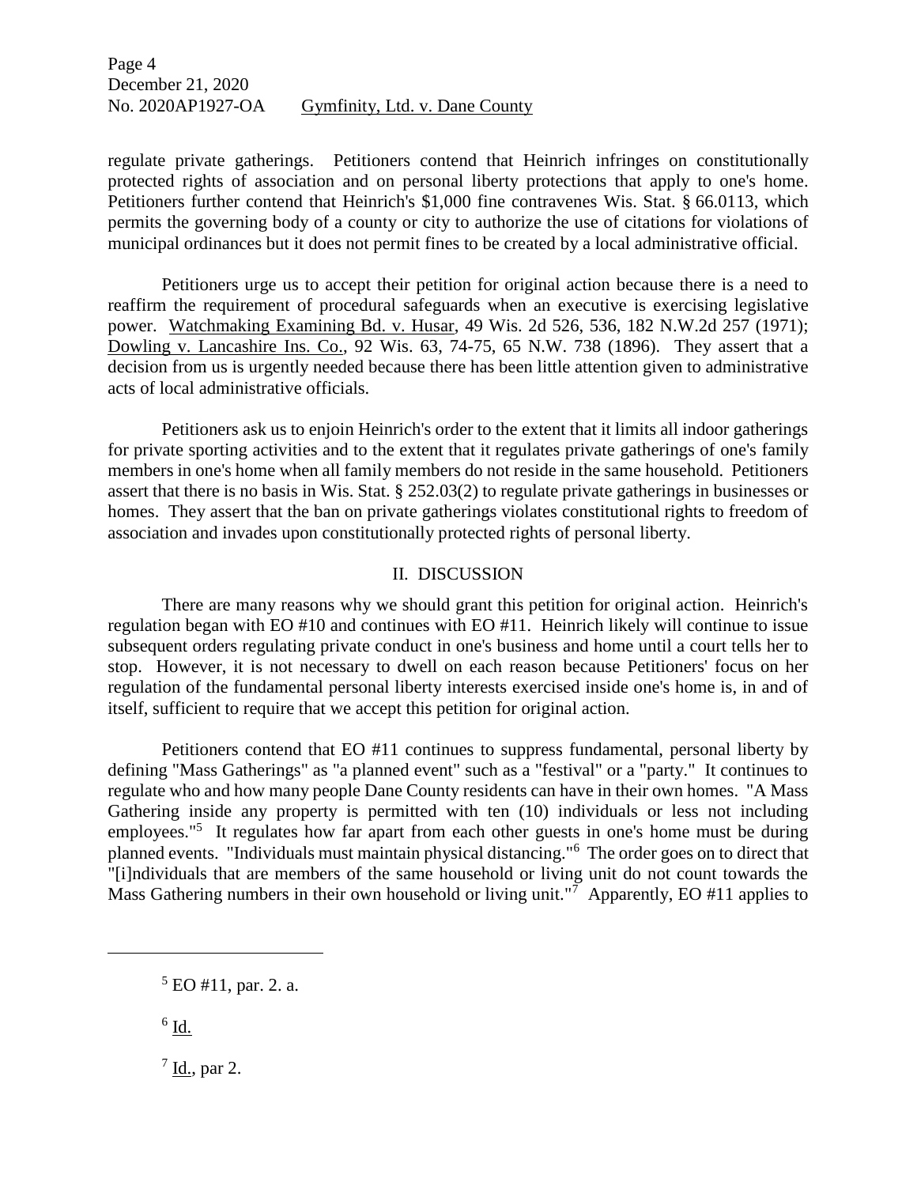regulate private gatherings. Petitioners contend that Heinrich infringes on constitutionally protected rights of association and on personal liberty protections that apply to one's home. Petitioners further contend that Heinrich's $1,000 fine contravenes Wis. Stat. § 66.0113, which permits the governing body of a county or city to authorize the use of citations for violations of municipal ordinances but it does not permit fines to be created by a local administrative official.

Petitioners urge us to accept their petition for original action because there is a need to reaffirm the requirement of procedural safeguards when an executive is exercising legislative power. Watchmaking Examining Bd. v. Husar, 49 Wis. 2d 526, 536, 182 N.W.2d 257 (1971); Dowling v. Lancashire Ins. Co., 92 Wis. 63, 74-75, 65 N.W. 738 (1896). They assert that a decision from us is urgently needed because there has been little attention given to administrative acts of local administrative officials.

Petitioners ask us to enjoin Heinrich's order to the extent that it limits all indoor gatherings for private sporting activities and to the extent that it regulates private gatherings of one's family members in one's home when all family members do not reside in the same household. Petitioners assert that there is no basis in Wis. Stat. § 252.03(2) to regulate private gatherings in businesses or homes. They assert that the ban on private gatherings violates constitutional rights to freedom of association and invades upon constitutionally protected rights of personal liberty.

## II. DISCUSSION

There are many reasons why we should grant this petition for original action. Heinrich's regulation began with EO #10 and continues with EO #11. Heinrich likely will continue to issue subsequent orders regulating private conduct in one's business and home until a court tells her to stop. However, it is not necessary to dwell on each reason because Petitioners' focus on her regulation of the fundamental personal liberty interests exercised inside one's home is, in and of itself, sufficient to require that we accept this petition for original action.

Petitioners contend that EO #11 continues to suppress fundamental, personal liberty by defining "Mass Gatherings" as "a planned event" such as a "festival" or a "party." It continues to regulate who and how many people Dane County residents can have in their own homes. "A Mass Gathering inside any property is permitted with ten (10) individuals or less not including employees."[5] It regulates how far apart from each other guests in one's home must be during planned events. "Individuals must maintain physical distancing."[6] The order goes on to direct that "[i]ndividuals that are members of the same household or living unit do not count towards the Mass Gathering numbers in their own household or living unit."[7] Apparently, EO #11 applies to

---

[5] EO #11, par. 2. a.

[6] Id.

[7] Id., par 2.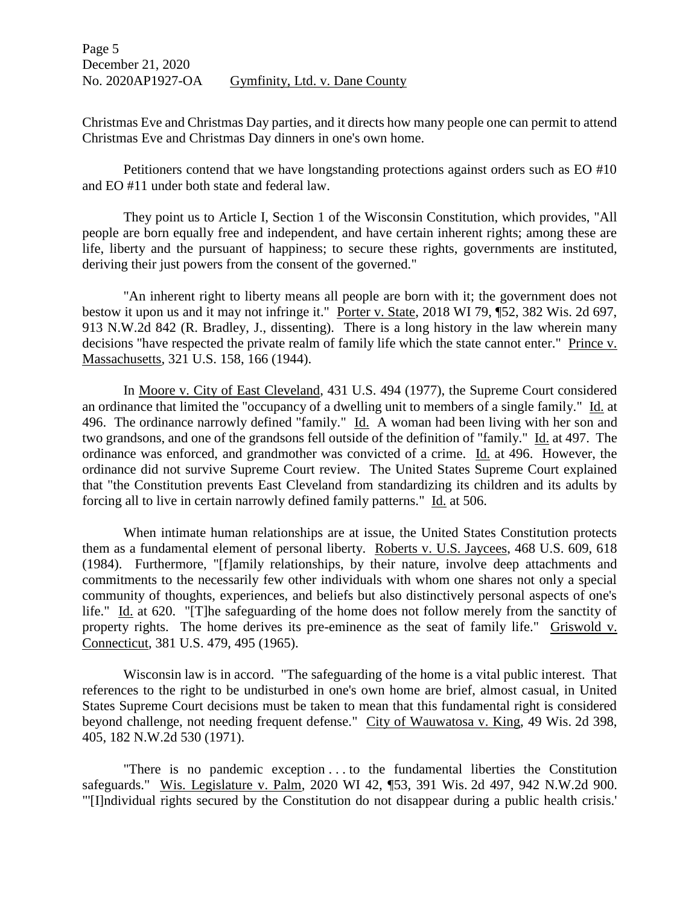Christmas Eve and Christmas Day parties, and it directs how many people one can permit to attend Christmas Eve and Christmas Day dinners in one's own home.

Petitioners contend that we have longstanding protections against orders such as EO #10 and EO #11 under both state and federal law.

They point us to Article I, Section 1 of the Wisconsin Constitution, which provides, "All people are born equally free and independent, and have certain inherent rights; among these are life, liberty and the pursuant of happiness; to secure these rights, governments are instituted, deriving their just powers from the consent of the governed."

"An inherent right to liberty means all people are born with it; the government does not bestow it upon us and it may not infringe it." Porter v. State, 2018 WI 79, ¶52, 382 Wis. 2d 697, 913 N.W.2d 842 (R. Bradley, J., dissenting). There is a long history in the law wherein many decisions "have respected the private realm of family life which the state cannot enter." Prince v. Massachusetts, 321 U.S. 158, 166 (1944).

In Moore v. City of East Cleveland, 431 U.S. 494 (1977), the Supreme Court considered an ordinance that limited the "occupancy of a dwelling unit to members of a single family." Id. at 496. The ordinance narrowly defined "family." Id. A woman had been living with her son and two grandsons, and one of the grandsons fell outside of the definition of "family." Id. at 497. The ordinance was enforced, and grandmother was convicted of a crime. Id. at 496. However, the ordinance did not survive Supreme Court review. The United States Supreme Court explained that "the Constitution prevents East Cleveland from standardizing its children and its adults by forcing all to live in certain narrowly defined family patterns." Id. at 506.

When intimate human relationships are at issue, the United States Constitution protects them as a fundamental element of personal liberty. Roberts v. U.S. Jaycees, 468 U.S. 609, 618 (1984). Furthermore, "[f]amily relationships, by their nature, involve deep attachments and commitments to the necessarily few other individuals with whom one shares not only a special community of thoughts, experiences, and beliefs but also distinctively personal aspects of one's life." Id. at 620. "[T]he safeguarding of the home does not follow merely from the sanctity of property rights. The home derives its pre-eminence as the seat of family life." Griswold v. Connecticut, 381 U.S. 479, 495 (1965).

Wisconsin law is in accord. "The safeguarding of the home is a vital public interest. That references to the right to be undisturbed in one's own home are brief, almost casual, in United States Supreme Court decisions must be taken to mean that this fundamental right is considered beyond challenge, not needing frequent defense." City of Wauwatosa v. King, 49 Wis. 2d 398, 405, 182 N.W.2d 530 (1971).

"There is no pandemic exception . . . to the fundamental liberties the Constitution safeguards." Wis. Legislature v. Palm, 2020 WI 42, ¶53, 391 Wis. 2d 497, 942 N.W.2d 900. "'[I]ndividual rights secured by the Constitution do not disappear during a public health crisis.'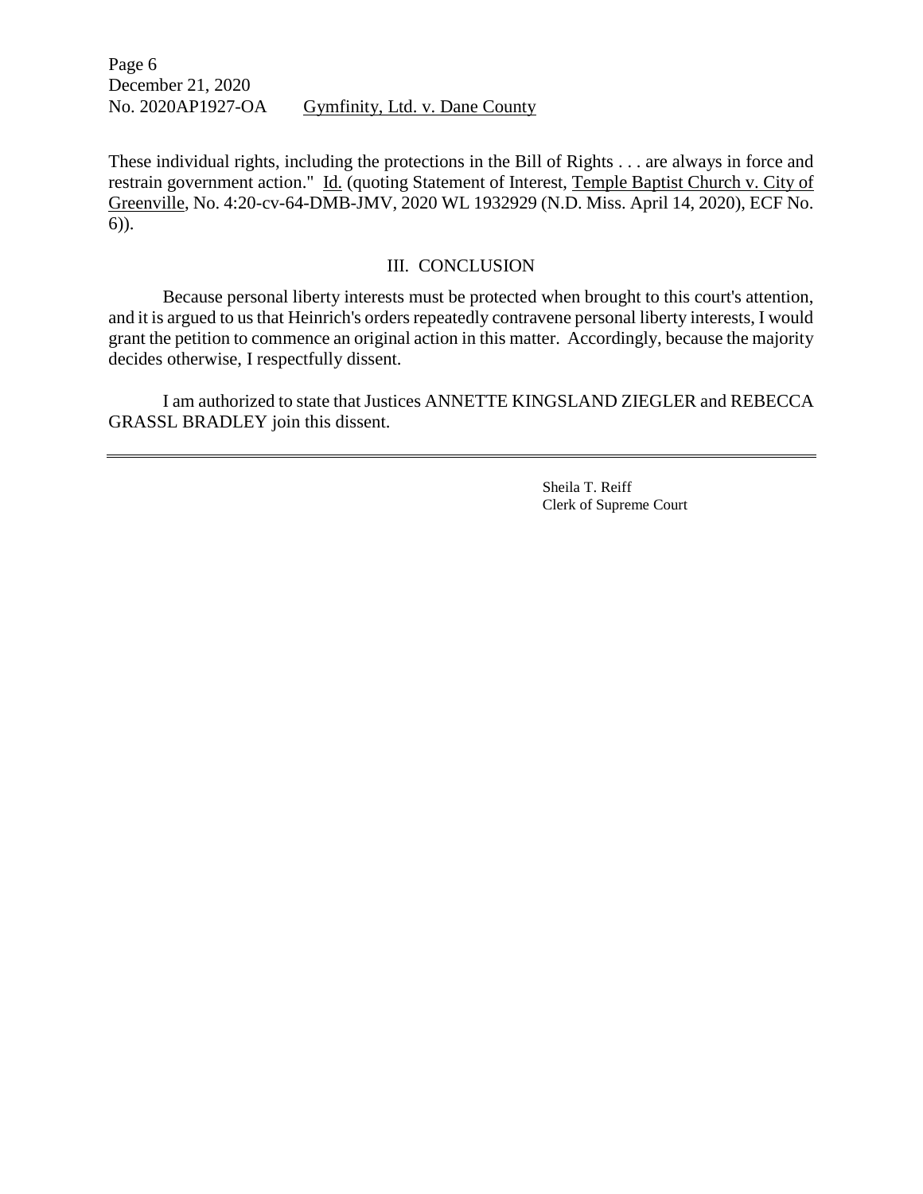These individual rights, including the protections in the Bill of Rights . . . are always in force and restrain government action." Id. (quoting Statement of Interest, Temple Baptist Church v. City of Greenville, No. 4:20-cv-64-DMB-JMV, 2020 WL 1932929 (N.D. Miss. April 14, 2020), ECF No. 6)).

## III. CONCLUSION

Because personal liberty interests must be protected when brought to this court's attention, and it is argued to us that Heinrich's orders repeatedly contravene personal liberty interests, I would grant the petition to commence an original action in this matter. Accordingly, because the majority decides otherwise, I respectfully dissent.

I am authorized to state that Justices ANNETTE KINGSLAND ZIEGLER and REBECCA GRASSL BRADLEY join this dissent.

---

Sheila T. Reiff
Clerk of Supreme Court